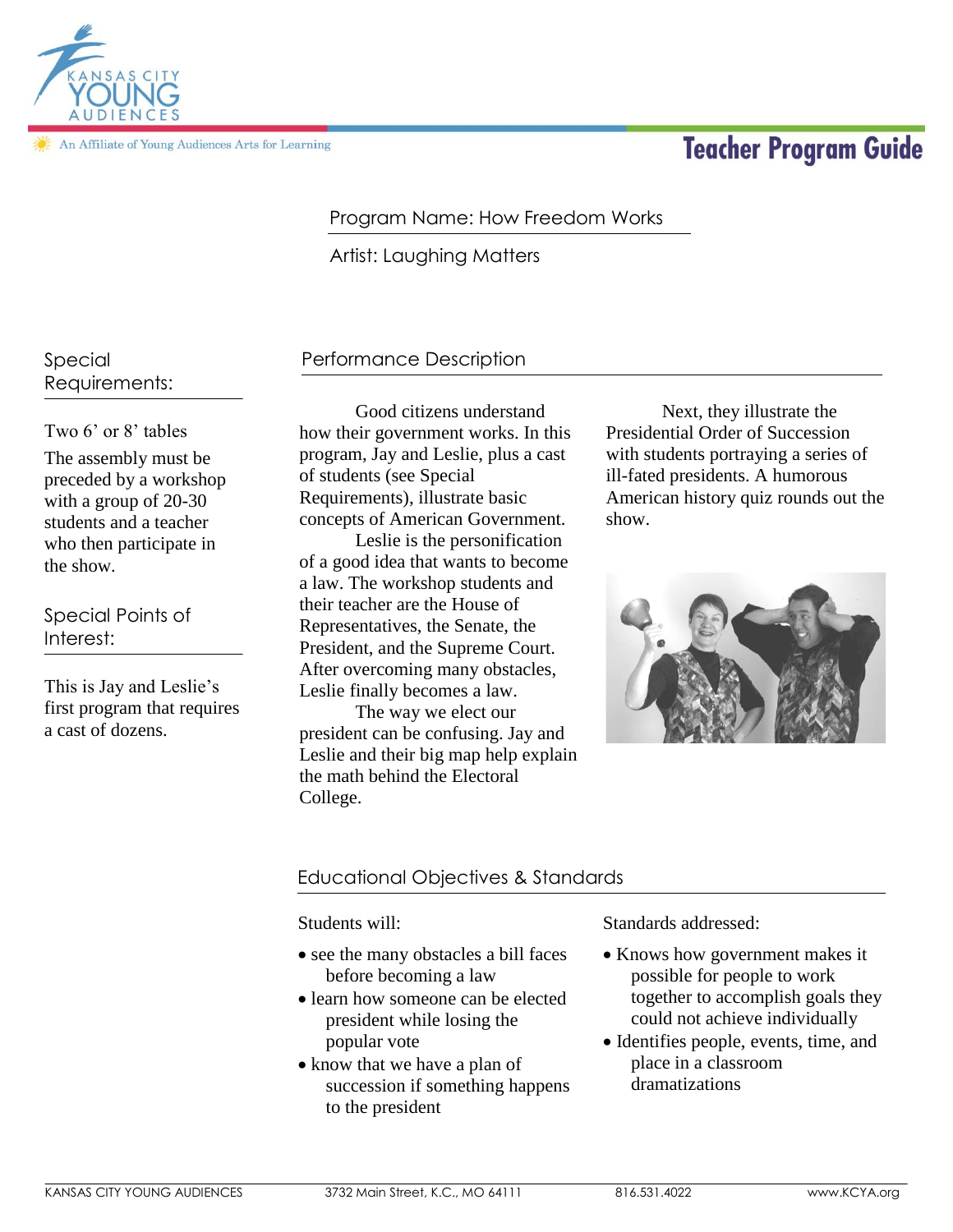An Affiliate of Young Audiences Arts for Learning

# Teacher Program Guide

Program Name: How Freedom Works

Artist: Laughing Matters

## Special Requirements:

Two 6' or 8' tables

The assembly must be preceded by a workshop with a group of 20-30 students and a teacher who then participate in the show.

## Special Points of Interest:

This is Jay and Leslie's first program that requires a cast of dozens.

## Performance Description

Good citizens understand how their government works. In this program, Jay and Leslie, plus a cast of students (see Special Requirements), illustrate basic concepts of American Government.

Leslie is the personification of a good idea that wants to become a law. The workshop students and their teacher are the House of Representatives, the Senate, the President, and the Supreme Court. After overcoming many obstacles, Leslie finally becomes a law.

The way we elect our president can be confusing. Jay and Leslie and their big map help explain the math behind the Electoral College.

Next, they illustrate the Presidential Order of Succession with students portraying a series of ill-fated presidents. A humorous American history quiz rounds out the show.

## Educational Objectives & Standards

Students will:

- see the many obstacles a bill faces before becoming a law
- learn how someone can be elected president while losing the popular vote
- know that we have a plan of succession if something happens to the president

Standards addressed:

- Knows how government makes it possible for people to work together to accomplish goals they could not achieve individually
- Identifies people, events, time, and place in a classroom dramatizations

KANSAS CITY YOUNG AUDIENCES 3732 Main Street, K.C., MO 64111 816.531.4022 www.KCYA.org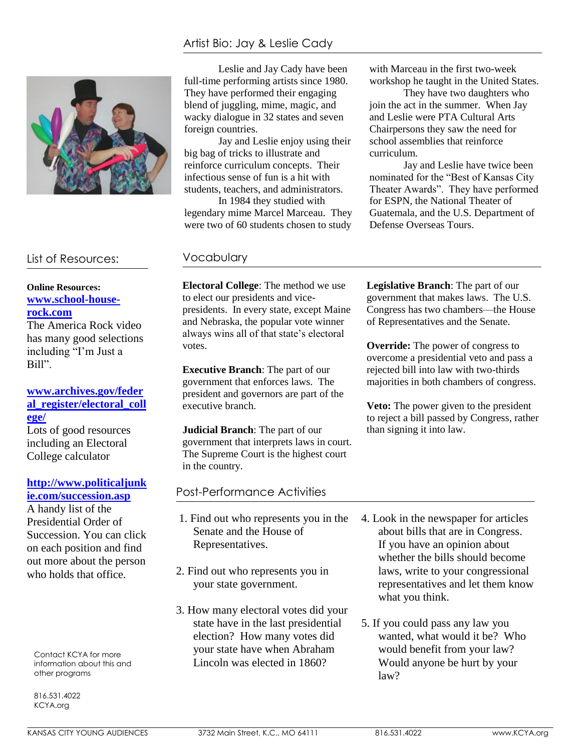## Artist Bio: Jay & Leslie Cady

Leslie and Jay Cady have been full-time performing artists since 1980. They have performed their engaging blend of juggling, mime, magic, and wacky dialogue in 32 states and seven foreign countries.

Jay and Leslie enjoy using their big bag of tricks to illustrate and reinforce curriculum concepts. Their infectious sense of fun is a hit with students, teachers, and administrators.

In 1984 they studied with legendary mime Marcel Marceau. They were two of 60 students chosen to study with Marceau in the first two-week workshop he taught in the United States.

They have two daughters who join the act in the summer. When Jay and Leslie were PTA Cultural Arts Chairpersons they saw the need for school assemblies that reinforce curriculum.

Jay and Leslie have twice been nominated for the "Best of Kansas City Theater Awards". They have performed for ESPN, the National Theater of Guatemala, and the U.S. Department of Defense Overseas Tours.

## List of Resources:

**Online Resources:**

**www.school-house-rock.com**
The America Rock video has many good selections including "I'm Just a Bill".

**www.archives.gov/federal_register/electoral_college/**
Lots of good resources including an Electoral College calculator

**http://www.politicaljunkie.com/succession.asp**
A handy list of the Presidential Order of Succession. You can click on each position and find out more about the person who holds that office.

Contact KCYA for more information about this and other programs

816.531.4022
KCYA.org

## Vocabulary

**Electoral College**: The method we use to elect our presidents and vice-presidents. In every state, except Maine and Nebraska, the popular vote winner always wins all of that state's electoral votes.

**Executive Branch**: The part of our government that enforces laws. The president and governors are part of the executive branch.

**Judicial Branch**: The part of our government that interprets laws in court. The Supreme Court is the highest court in the country.

**Legislative Branch**: The part of our government that makes laws. The U.S. Congress has two chambers—the House of Representatives and the Senate.

**Override:** The power of congress to overcome a presidential veto and pass a rejected bill into law with two-thirds majorities in both chambers of congress.

**Veto:** The power given to the president to reject a bill passed by Congress, rather than signing it into law.

## Post-Performance Activities

1. Find out who represents you in the Senate and the House of Representatives.
2. Find out who represents you in your state government.
3. How many electoral votes did your state have in the last presidential election? How many votes did your state have when Abraham Lincoln was elected in 1860?
4. Look in the newspaper for articles about bills that are in Congress. If you have an opinion about whether the bills should become laws, write to your congressional representatives and let them know what you think.
5. If you could pass any law you wanted, what would it be? Who would benefit from your law? Would anyone be hurt by your law?